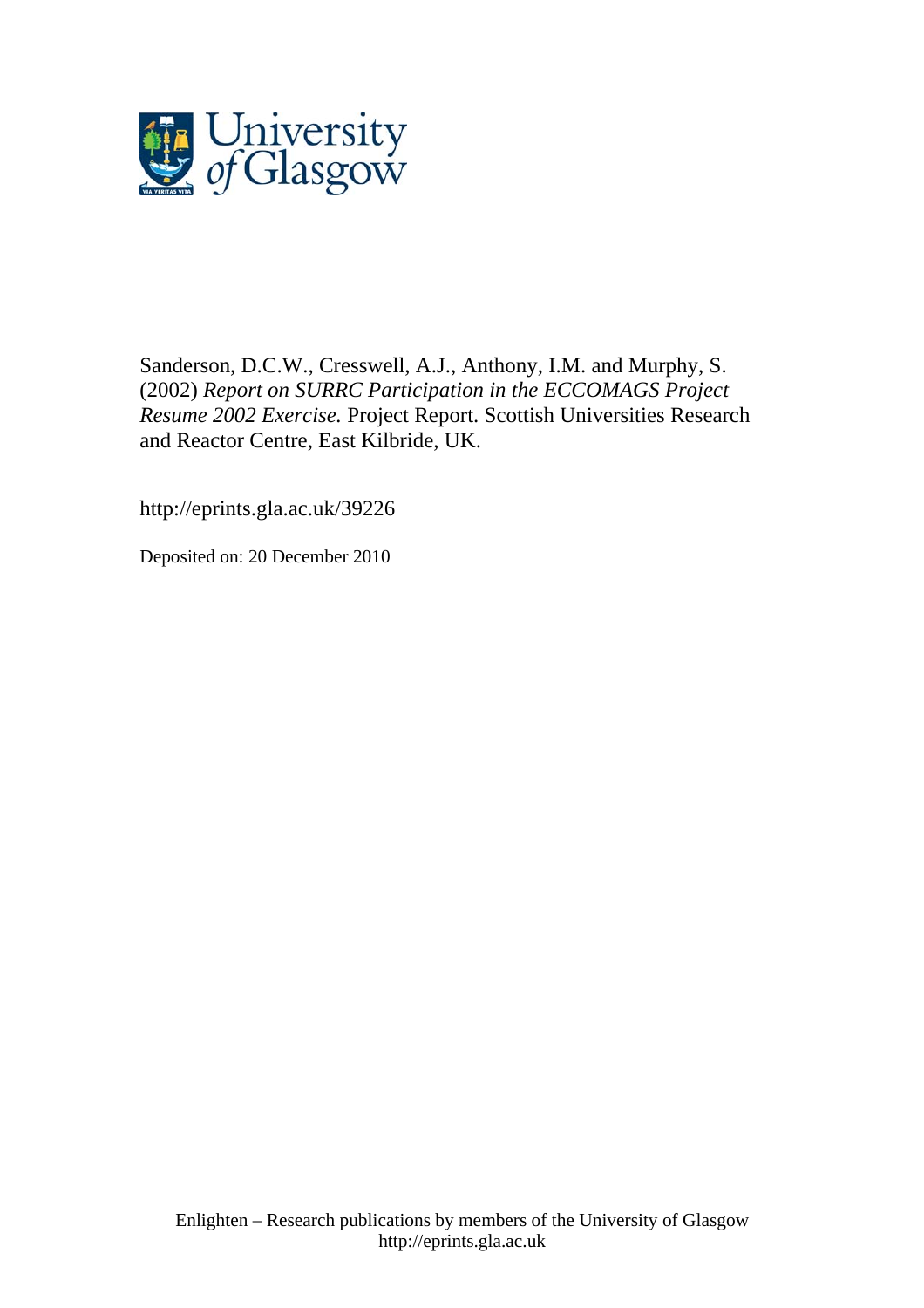Sanderson, D.C.W., Cresswell, A.J., Anthony, I.M. and Murphy, S. (2002) *Report on SURRC Participation in the ECCOMAGS Project Resume 2002 Exercise.* Project Report. Scottish Universities Research and Reactor Centre, East Kilbride, UK.

http://eprints.gla.ac.uk/39226

Deposited on: 20 December 2010

Enlighten – Research publications by members of the University of Glasgow
http://eprints.gla.ac.uk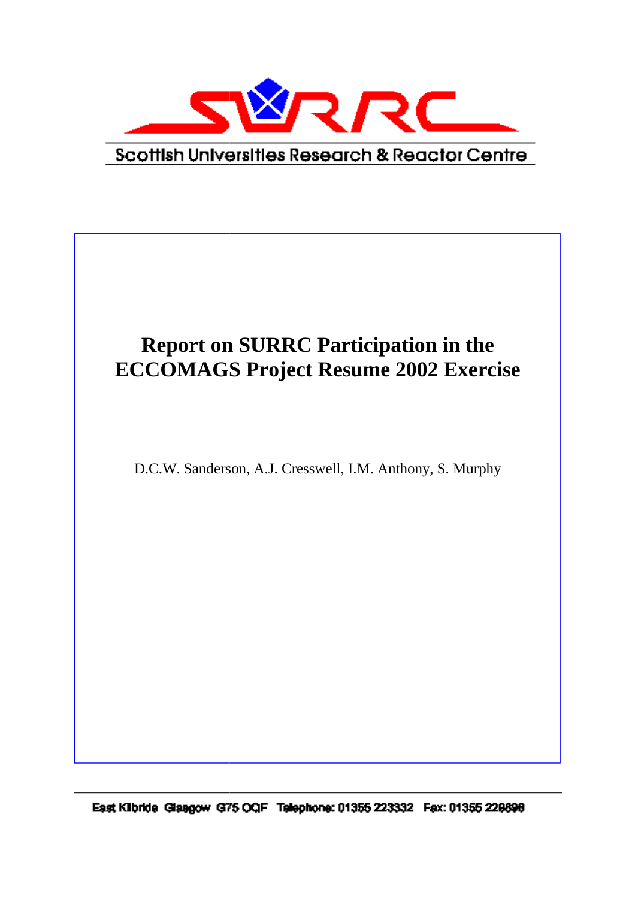Scottish Universities Research & Reactor Centre

# Report on SURRC Participation in the ECCOMAGS Project Resume 2002 Exercise

D.C.W. Sanderson, A.J. Cresswell, I.M. Anthony, S. Murphy

East Kilbride Glasgow G75 0QF Telephone: 01355 223332 Fax: 01355 229898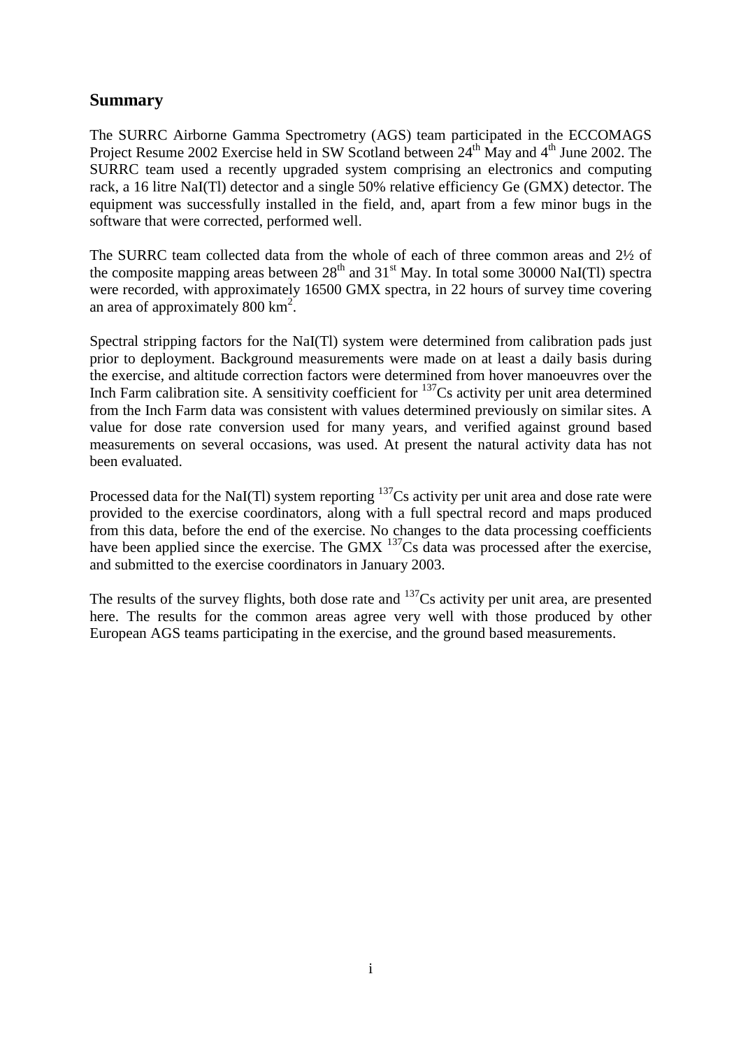## Summary

The SURRC Airborne Gamma Spectrometry (AGS) team participated in the ECCOMAGS Project Resume 2002 Exercise held in SW Scotland between $24^{th}$ May and $4^{th}$ June 2002. The SURRC team used a recently upgraded system comprising an electronics and computing rack, a 16 litre NaI(Tl) detector and a single 50% relative efficiency Ge (GMX) detector. The equipment was successfully installed in the field, and, apart from a few minor bugs in the software that were corrected, performed well.

The SURRC team collected data from the whole of each of three common areas and 2½ of the composite mapping areas between $28^{th}$ and $31^{st}$ May. In total some 30000 NaI(Tl) spectra were recorded, with approximately 16500 GMX spectra, in 22 hours of survey time covering an area of approximately 800 $km^2$.

Spectral stripping factors for the NaI(Tl) system were determined from calibration pads just prior to deployment. Background measurements were made on at least a daily basis during the exercise, and altitude correction factors were determined from hover manoeuvres over the Inch Farm calibration site. A sensitivity coefficient for $^{137}$Cs activity per unit area determined from the Inch Farm data was consistent with values determined previously on similar sites. A value for dose rate conversion used for many years, and verified against ground based measurements on several occasions, was used. At present the natural activity data has not been evaluated.

Processed data for the NaI(Tl) system reporting $^{137}$Cs activity per unit area and dose rate were provided to the exercise coordinators, along with a full spectral record and maps produced from this data, before the end of the exercise. No changes to the data processing coefficients have been applied since the exercise. The GMX $^{137}$Cs data was processed after the exercise, and submitted to the exercise coordinators in January 2003.

The results of the survey flights, both dose rate and $^{137}$Cs activity per unit area, are presented here. The results for the common areas agree very well with those produced by other European AGS teams participating in the exercise, and the ground based measurements.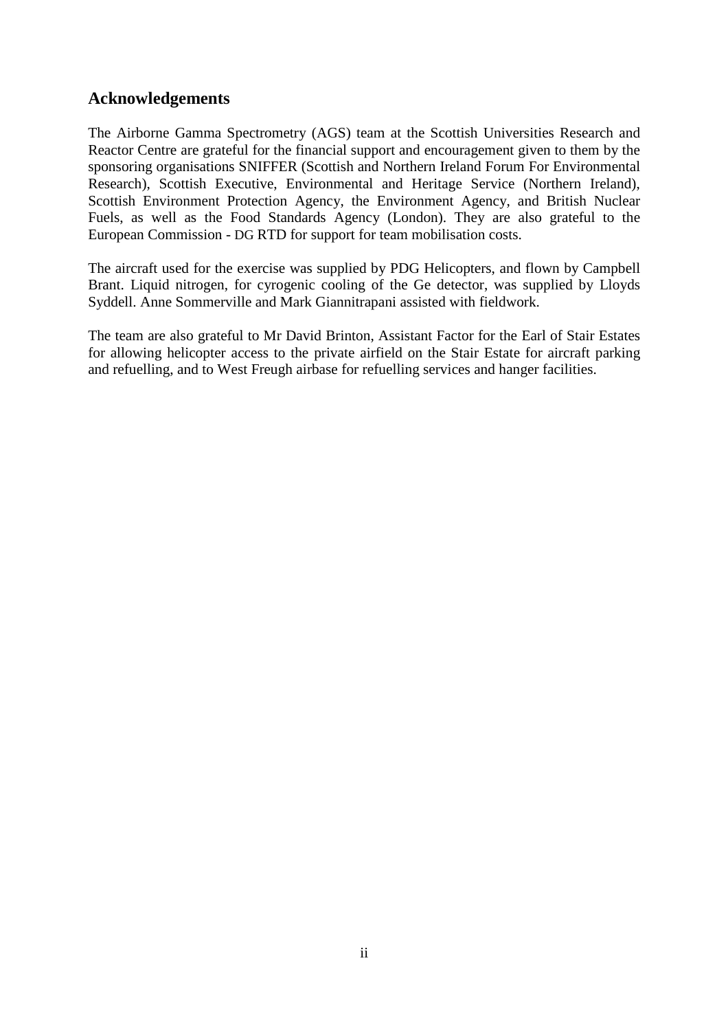## Acknowledgements

The Airborne Gamma Spectrometry (AGS) team at the Scottish Universities Research and Reactor Centre are grateful for the financial support and encouragement given to them by the sponsoring organisations SNIFFER (Scottish and Northern Ireland Forum For Environmental Research), Scottish Executive, Environmental and Heritage Service (Northern Ireland), Scottish Environment Protection Agency, the Environment Agency, and British Nuclear Fuels, as well as the Food Standards Agency (London). They are also grateful to the European Commission - DG RTD for support for team mobilisation costs.

The aircraft used for the exercise was supplied by PDG Helicopters, and flown by Campbell Brant. Liquid nitrogen, for cyrogenic cooling of the Ge detector, was supplied by Lloyds Syddell. Anne Sommerville and Mark Giannitrapani assisted with fieldwork.

The team are also grateful to Mr David Brinton, Assistant Factor for the Earl of Stair Estates for allowing helicopter access to the private airfield on the Stair Estate for aircraft parking and refuelling, and to West Freugh airbase for refuelling services and hanger facilities.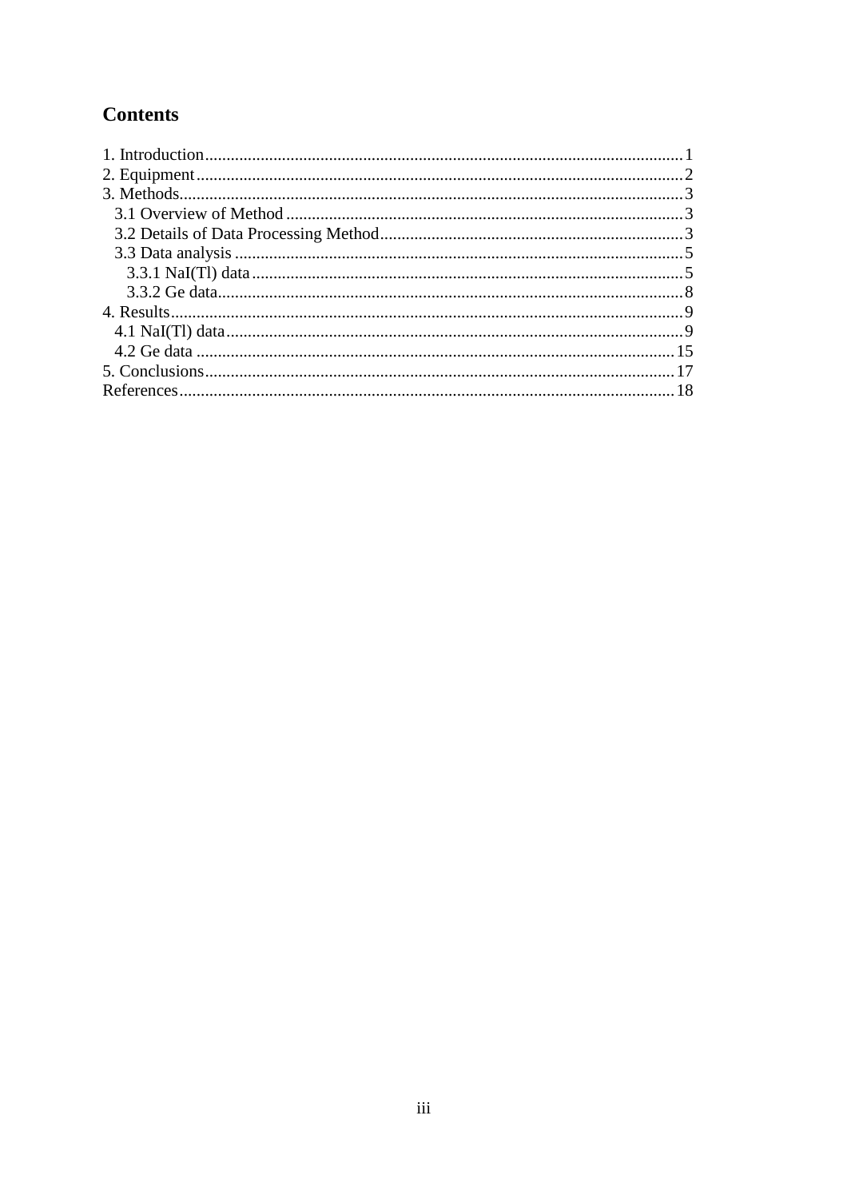# Contents

1. Introduction ........................................................ 1
2. Equipment ........................................................ 2
3. Methods ........................................................ 3
   - 3.1 Overview of Method ........................................................ 3
   - 3.2 Details of Data Processing Method ........................................................ 3
   - 3.3 Data analysis ........................................................ 5
     - 3.3.1 NaI(Tl) data ........................................................ 5
     - 3.3.2 Ge data ........................................................ 8
4. Results ........................................................ 9
   - 4.1 NaI(Tl) data ........................................................ 9
   - 4.2 Ge data ........................................................ 15
5. Conclusions ........................................................ 17

References ........................................................ 18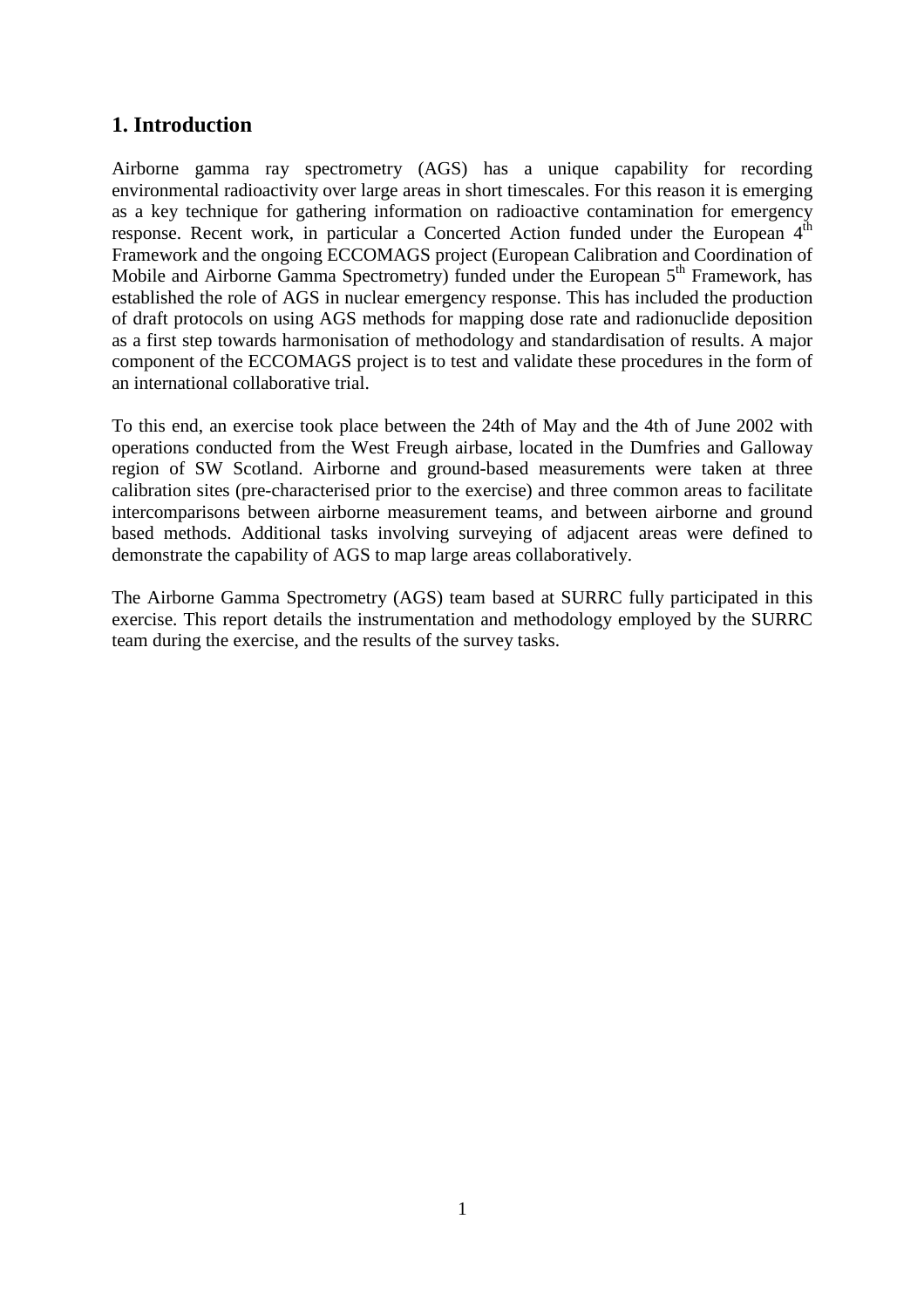# 1. Introduction

Airborne gamma ray spectrometry (AGS) has a unique capability for recording environmental radioactivity over large areas in short timescales. For this reason it is emerging as a key technique for gathering information on radioactive contamination for emergency response. Recent work, in particular a Concerted Action funded under the European $4^{th}$ Framework and the ongoing ECCOMAGS project (European Calibration and Coordination of Mobile and Airborne Gamma Spectrometry) funded under the European $5^{th}$ Framework, has established the role of AGS in nuclear emergency response. This has included the production of draft protocols on using AGS methods for mapping dose rate and radionuclide deposition as a first step towards harmonisation of methodology and standardisation of results. A major component of the ECCOMAGS project is to test and validate these procedures in the form of an international collaborative trial.

To this end, an exercise took place between the 24th of May and the 4th of June 2002 with operations conducted from the West Freugh airbase, located in the Dumfries and Galloway region of SW Scotland. Airborne and ground-based measurements were taken at three calibration sites (pre-characterised prior to the exercise) and three common areas to facilitate intercomparisons between airborne measurement teams, and between airborne and ground based methods. Additional tasks involving surveying of adjacent areas were defined to demonstrate the capability of AGS to map large areas collaboratively.

The Airborne Gamma Spectrometry (AGS) team based at SURRC fully participated in this exercise. This report details the instrumentation and methodology employed by the SURRC team during the exercise, and the results of the survey tasks.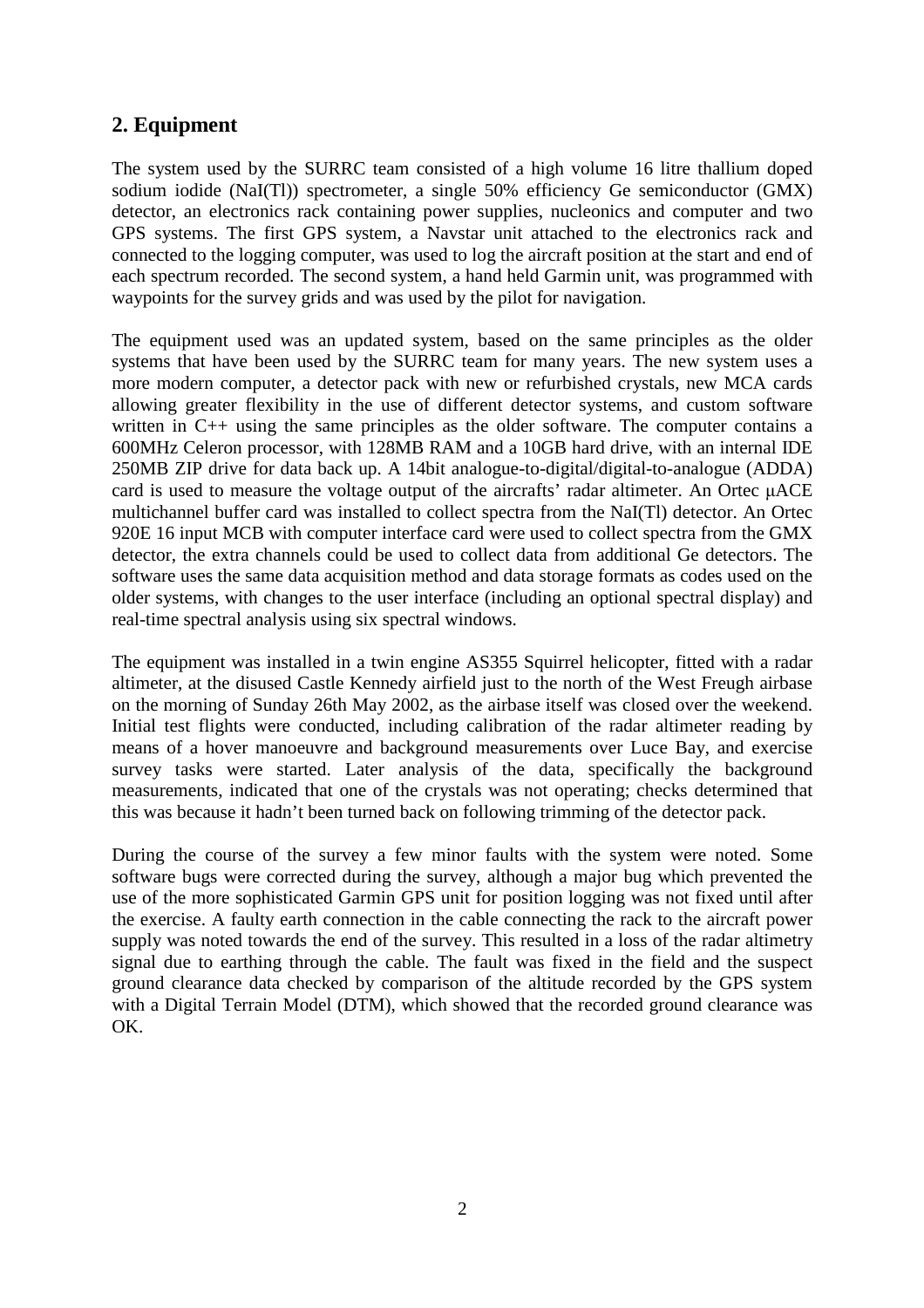## 2. Equipment

The system used by the SURRC team consisted of a high volume 16 litre thallium doped sodium iodide (NaI(Tl)) spectrometer, a single 50% efficiency Ge semiconductor (GMX) detector, an electronics rack containing power supplies, nucleonics and computer and two GPS systems. The first GPS system, a Navstar unit attached to the electronics rack and connected to the logging computer, was used to log the aircraft position at the start and end of each spectrum recorded. The second system, a hand held Garmin unit, was programmed with waypoints for the survey grids and was used by the pilot for navigation.

The equipment used was an updated system, based on the same principles as the older systems that have been used by the SURRC team for many years. The new system uses a more modern computer, a detector pack with new or refurbished crystals, new MCA cards allowing greater flexibility in the use of different detector systems, and custom software written in C++ using the same principles as the older software. The computer contains a 600MHz Celeron processor, with 128MB RAM and a 10GB hard drive, with an internal IDE 250MB ZIP drive for data back up. A 14bit analogue-to-digital/digital-to-analogue (ADDA) card is used to measure the voltage output of the aircrafts' radar altimeter. An Ortec µACE multichannel buffer card was installed to collect spectra from the NaI(Tl) detector. An Ortec 920E 16 input MCB with computer interface card were used to collect spectra from the GMX detector, the extra channels could be used to collect data from additional Ge detectors. The software uses the same data acquisition method and data storage formats as codes used on the older systems, with changes to the user interface (including an optional spectral display) and real-time spectral analysis using six spectral windows.

The equipment was installed in a twin engine AS355 Squirrel helicopter, fitted with a radar altimeter, at the disused Castle Kennedy airfield just to the north of the West Freugh airbase on the morning of Sunday 26th May 2002, as the airbase itself was closed over the weekend. Initial test flights were conducted, including calibration of the radar altimeter reading by means of a hover manoeuvre and background measurements over Luce Bay, and exercise survey tasks were started. Later analysis of the data, specifically the background measurements, indicated that one of the crystals was not operating; checks determined that this was because it hadn't been turned back on following trimming of the detector pack.

During the course of the survey a few minor faults with the system were noted. Some software bugs were corrected during the survey, although a major bug which prevented the use of the more sophisticated Garmin GPS unit for position logging was not fixed until after the exercise. A faulty earth connection in the cable connecting the rack to the aircraft power supply was noted towards the end of the survey. This resulted in a loss of the radar altimetry signal due to earthing through the cable. The fault was fixed in the field and the suspect ground clearance data checked by comparison of the altitude recorded by the GPS system with a Digital Terrain Model (DTM), which showed that the recorded ground clearance was OK.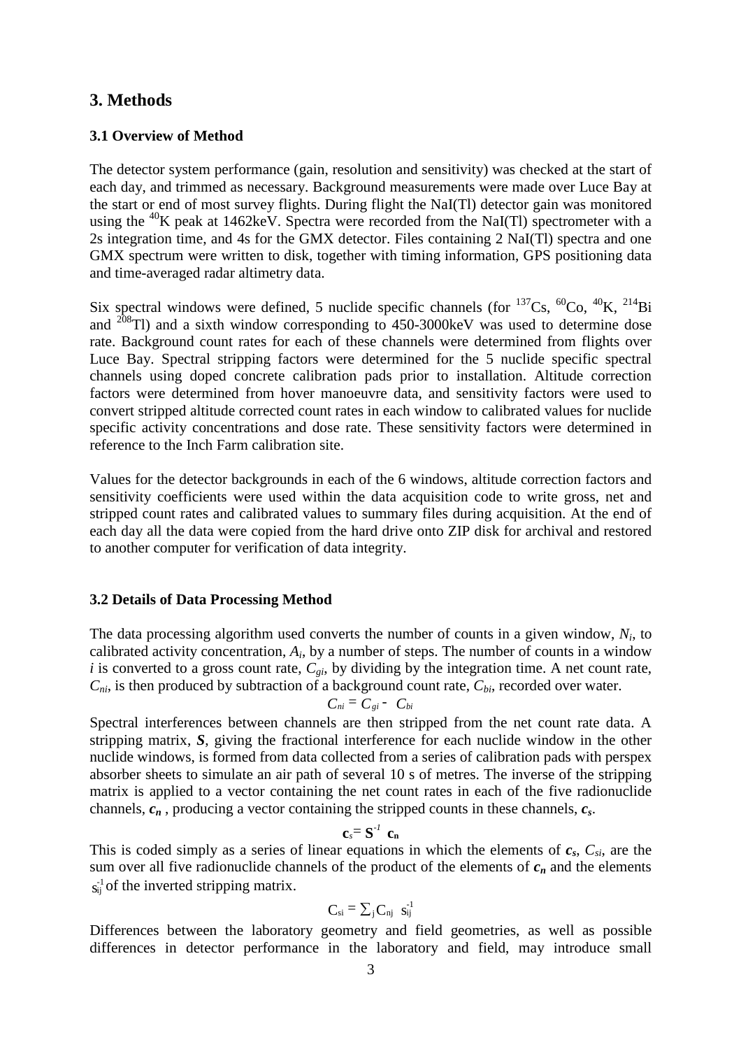## 3. Methods

### 3.1 Overview of Method

The detector system performance (gain, resolution and sensitivity) was checked at the start of each day, and trimmed as necessary. Background measurements were made over Luce Bay at the start or end of most survey flights. During flight the NaI(Tl) detector gain was monitored using the $^{40}$K peak at 1462keV. Spectra were recorded from the NaI(Tl) spectrometer with a 2s integration time, and 4s for the GMX detector. Files containing 2 NaI(Tl) spectra and one GMX spectrum were written to disk, together with timing information, GPS positioning data and time-averaged radar altimetry data.

Six spectral windows were defined, 5 nuclide specific channels (for $^{137}$Cs, $^{60}$Co, $^{40}$K, $^{214}$Bi and $^{208}$Tl) and a sixth window corresponding to 450-3000keV was used to determine dose rate. Background count rates for each of these channels were determined from flights over Luce Bay. Spectral stripping factors were determined for the 5 nuclide specific spectral channels using doped concrete calibration pads prior to installation. Altitude correction factors were determined from hover manoeuvre data, and sensitivity factors were used to convert stripped altitude corrected count rates in each window to calibrated values for nuclide specific activity concentrations and dose rate. These sensitivity factors were determined in reference to the Inch Farm calibration site.

Values for the detector backgrounds in each of the 6 windows, altitude correction factors and sensitivity coefficients were used within the data acquisition code to write gross, net and stripped count rates and calibrated values to summary files during acquisition. At the end of each day all the data were copied from the hard drive onto ZIP disk for archival and restored to another computer for verification of data integrity.

### 3.2 Details of Data Processing Method

The data processing algorithm used converts the number of counts in a given window, $N_i$, to calibrated activity concentration, $A_i$, by a number of steps. The number of counts in a window $i$ is converted to a gross count rate, $C_{gi}$, by dividing by the integration time. A net count rate, $C_{ni}$, is then produced by subtraction of a background count rate, $C_{bi}$, recorded over water.

$$C_{ni} = C_{gi} - C_{bi}$$

Spectral interferences between channels are then stripped from the net count rate data. A stripping matrix, $\boldsymbol{S}$, giving the fractional interference for each nuclide window in the other nuclide windows, is formed from data collected from a series of calibration pads with perspex absorber sheets to simulate an air path of several 10 s of metres. The inverse of the stripping matrix is applied to a vector containing the net count rates in each of the five radionuclide channels, $\boldsymbol{c_n}$ , producing a vector containing the stripped counts in these channels, $\boldsymbol{c_s}$.

$$\mathbf{c}_s = \mathbf{S}^{-1}\ \mathbf{c_n}$$

This is coded simply as a series of linear equations in which the elements of $\boldsymbol{c_s}$, $C_{si}$, are the sum over all five radionuclide channels of the product of the elements of $\boldsymbol{c_n}$ and the elements $s^{-1}_{ij}$ of the inverted stripping matrix.

$$C_{si} = \sum_j C_{nj}\ \ s^{-1}_{ij}$$

Differences between the laboratory geometry and field geometries, as well as possible differences in detector performance in the laboratory and field, may introduce small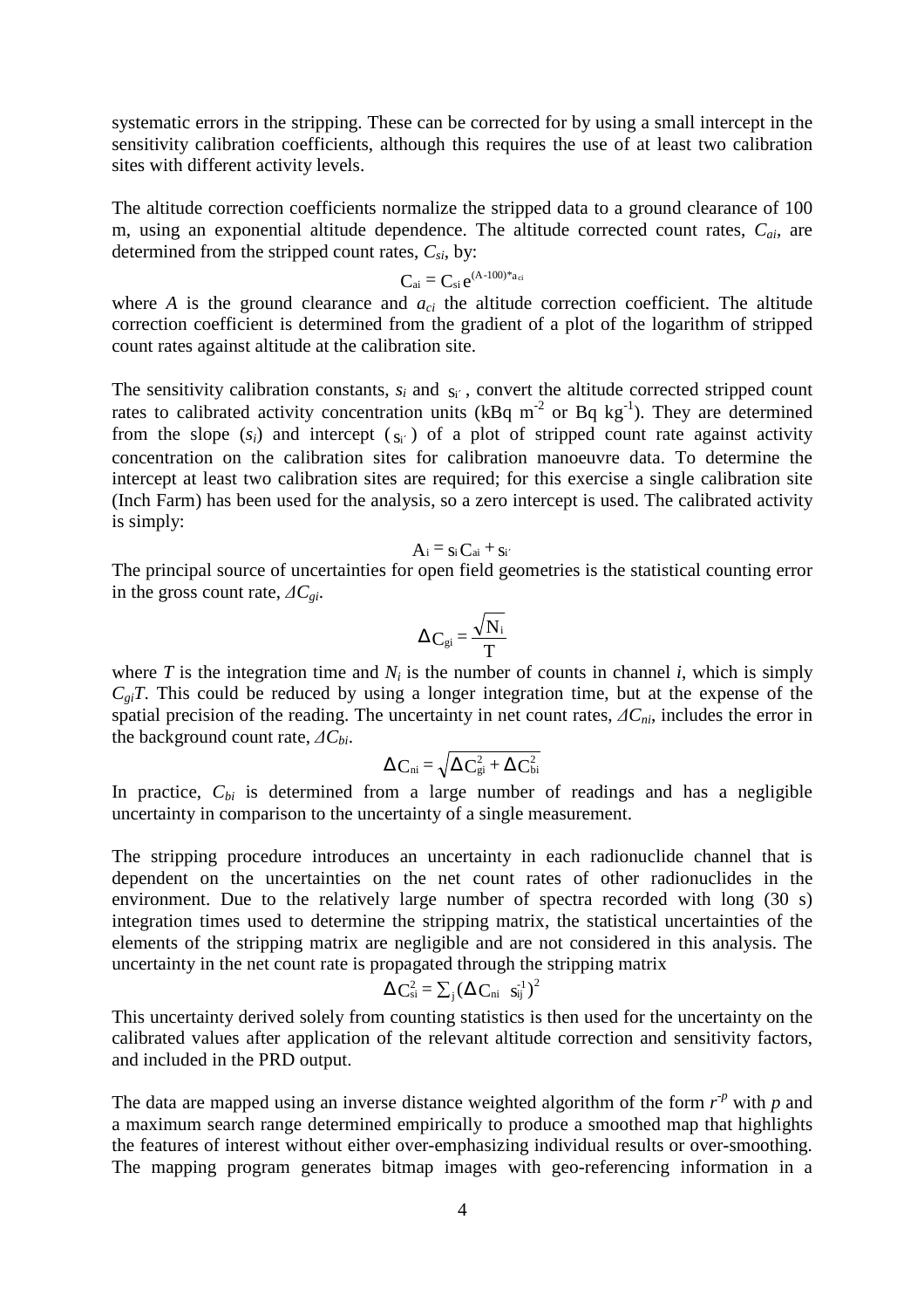systematic errors in the stripping. These can be corrected for by using a small intercept in the sensitivity calibration coefficients, although this requires the use of at least two calibration sites with different activity levels.

The altitude correction coefficients normalize the stripped data to a ground clearance of 100 m, using an exponential altitude dependence. The altitude corrected count rates, $C_{ai}$, are determined from the stripped count rates, $C_{si}$, by:

$$C_{ai} = C_{si} e^{(A-100)*a_{ci}}$$

where $A$ is the ground clearance and $a_{ci}$ the altitude correction coefficient. The altitude correction coefficient is determined from the gradient of a plot of the logarithm of stripped count rates against altitude at the calibration site.

The sensitivity calibration constants, $s_i$ and $s_{i'}$, convert the altitude corrected stripped count rates to calibrated activity concentration units (kBq $m^{-2}$ or Bq $kg^{-1}$). They are determined from the slope ($s_i$) and intercept ($s_{i'}$) of a plot of stripped count rate against activity concentration on the calibration sites for calibration manoeuvre data. To determine the intercept at least two calibration sites are required; for this exercise a single calibration site (Inch Farm) has been used for the analysis, so a zero intercept is used. The calibrated activity is simply:

$$A_i = s_i C_{ai} + s_{i'}$$

The principal source of uncertainties for open field geometries is the statistical counting error in the gross count rate, $\Delta C_{gi}$.

$$\Delta C_{gi} = \frac{\sqrt{N_i}}{T}$$

where $T$ is the integration time and $N_i$ is the number of counts in channel $i$, which is simply $C_{gi}T$. This could be reduced by using a longer integration time, but at the expense of the spatial precision of the reading. The uncertainty in net count rates, $\Delta C_{ni}$, includes the error in the background count rate, $\Delta C_{bi}$.

$$\Delta C_{ni} = \sqrt{\Delta C_{gi}^2 + \Delta C_{bi}^2}$$

In practice, $C_{bi}$ is determined from a large number of readings and has a negligible uncertainty in comparison to the uncertainty of a single measurement.

The stripping procedure introduces an uncertainty in each radionuclide channel that is dependent on the uncertainties on the net count rates of other radionuclides in the environment. Due to the relatively large number of spectra recorded with long (30 s) integration times used to determine the stripping matrix, the statistical uncertainties of the elements of the stripping matrix are negligible and are not considered in this analysis. The uncertainty in the net count rate is propagated through the stripping matrix

$$\Delta C_{si}^2 = \sum_j (\Delta C_{ni} \; s_{ij}^{-1})^2$$

This uncertainty derived solely from counting statistics is then used for the uncertainty on the calibrated values after application of the relevant altitude correction and sensitivity factors, and included in the PRD output.

The data are mapped using an inverse distance weighted algorithm of the form $r^{-p}$ with $p$ and a maximum search range determined empirically to produce a smoothed map that highlights the features of interest without either over-emphasizing individual results or over-smoothing. The mapping program generates bitmap images with geo-referencing information in a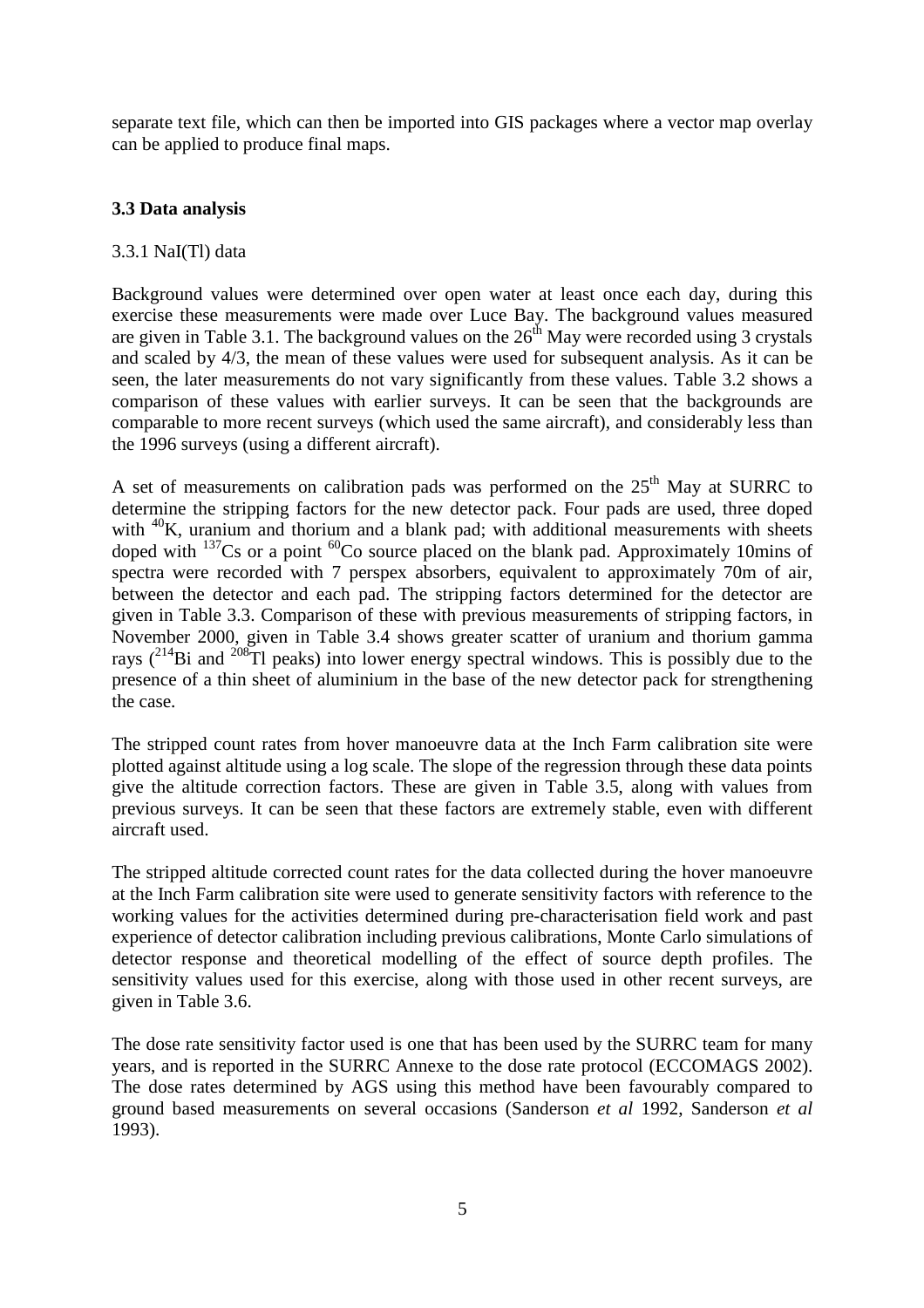separate text file, which can then be imported into GIS packages where a vector map overlay can be applied to produce final maps.

### 3.3 Data analysis

3.3.1 NaI(Tl) data

Background values were determined over open water at least once each day, during this exercise these measurements were made over Luce Bay. The background values measured are given in Table 3.1. The background values on the 26$^{th}$ May were recorded using 3 crystals and scaled by 4/3, the mean of these values were used for subsequent analysis. As it can be seen, the later measurements do not vary significantly from these values. Table 3.2 shows a comparison of these values with earlier surveys. It can be seen that the backgrounds are comparable to more recent surveys (which used the same aircraft), and considerably less than the 1996 surveys (using a different aircraft).

A set of measurements on calibration pads was performed on the 25$^{th}$ May at SURRC to determine the stripping factors for the new detector pack. Four pads are used, three doped with $^{40}$K, uranium and thorium and a blank pad; with additional measurements with sheets doped with $^{137}$Cs or a point $^{60}$Co source placed on the blank pad. Approximately 10mins of spectra were recorded with 7 perspex absorbers, equivalent to approximately 70m of air, between the detector and each pad. The stripping factors determined for the detector are given in Table 3.3. Comparison of these with previous measurements of stripping factors, in November 2000, given in Table 3.4 shows greater scatter of uranium and thorium gamma rays ($^{214}$Bi and $^{208}$Tl peaks) into lower energy spectral windows. This is possibly due to the presence of a thin sheet of aluminium in the base of the new detector pack for strengthening the case.

The stripped count rates from hover manoeuvre data at the Inch Farm calibration site were plotted against altitude using a log scale. The slope of the regression through these data points give the altitude correction factors. These are given in Table 3.5, along with values from previous surveys. It can be seen that these factors are extremely stable, even with different aircraft used.

The stripped altitude corrected count rates for the data collected during the hover manoeuvre at the Inch Farm calibration site were used to generate sensitivity factors with reference to the working values for the activities determined during pre-characterisation field work and past experience of detector calibration including previous calibrations, Monte Carlo simulations of detector response and theoretical modelling of the effect of source depth profiles. The sensitivity values used for this exercise, along with those used in other recent surveys, are given in Table 3.6.

The dose rate sensitivity factor used is one that has been used by the SURRC team for many years, and is reported in the SURRC Annexe to the dose rate protocol (ECCOMAGS 2002). The dose rates determined by AGS using this method have been favourably compared to ground based measurements on several occasions (Sanderson *et al* 1992, Sanderson *et al* 1993).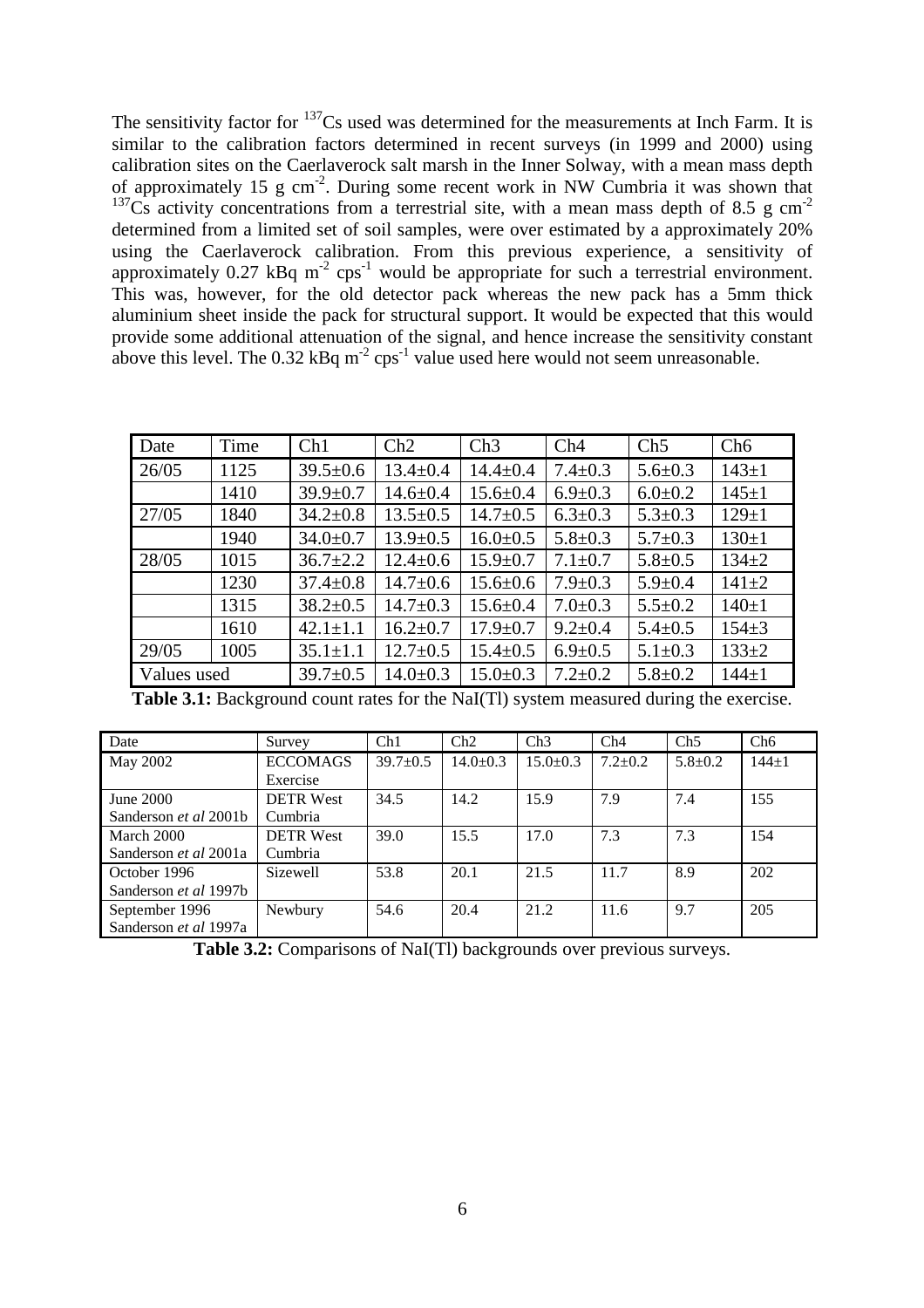The sensitivity factor for $^{137}Cs$ used was determined for the measurements at Inch Farm. It is similar to the calibration factors determined in recent surveys (in 1999 and 2000) using calibration sites on the Caerlaverock salt marsh in the Inner Solway, with a mean mass depth of approximately 15 g cm$^{-2}$. During some recent work in NW Cumbria it was shown that $^{137}Cs$ activity concentrations from a terrestrial site, with a mean mass depth of 8.5 g cm$^{-2}$ determined from a limited set of soil samples, were over estimated by a approximately 20% using the Caerlaverock calibration. From this previous experience, a sensitivity of approximately 0.27 kBq m$^{-2}$ cps$^{-1}$ would be appropriate for such a terrestrial environment. This was, however, for the old detector pack whereas the new pack has a 5mm thick aluminium sheet inside the pack for structural support. It would be expected that this would provide some additional attenuation of the signal, and hence increase the sensitivity constant above this level. The 0.32 kBq m$^{-2}$ cps$^{-1}$ value used here would not seem unreasonable.

| Date | Time | Ch1 | Ch2 | Ch3 | Ch4 | Ch5 | Ch6 |
|---|---|---|---|---|---|---|---|
| 26/05 | 1125 | 39.5±0.6 | 13.4±0.4 | 14.4±0.4 | 7.4±0.3 | 5.6±0.3 | 143±1 |
| | 1410 | 39.9±0.7 | 14.6±0.4 | 15.6±0.4 | 6.9±0.3 | 6.0±0.2 | 145±1 |
| 27/05 | 1840 | 34.2±0.8 | 13.5±0.5 | 14.7±0.5 | 6.3±0.3 | 5.3±0.3 | 129±1 |
| | 1940 | 34.0±0.7 | 13.9±0.5 | 16.0±0.5 | 5.8±0.3 | 5.7±0.3 | 130±1 |
| 28/05 | 1015 | 36.7±2.2 | 12.4±0.6 | 15.9±0.7 | 7.1±0.7 | 5.8±0.5 | 134±2 |
| | 1230 | 37.4±0.8 | 14.7±0.6 | 15.6±0.6 | 7.9±0.3 | 5.9±0.4 | 141±2 |
| | 1315 | 38.2±0.5 | 14.7±0.3 | 15.6±0.4 | 7.0±0.3 | 5.5±0.2 | 140±1 |
| | 1610 | 42.1±1.1 | 16.2±0.7 | 17.9±0.7 | 9.2±0.4 | 5.4±0.5 | 154±3 |
| 29/05 | 1005 | 35.1±1.1 | 12.7±0.5 | 15.4±0.5 | 6.9±0.5 | 5.1±0.3 | 133±2 |
| Values used | | 39.7±0.5 | 14.0±0.3 | 15.0±0.3 | 7.2±0.2 | 5.8±0.2 | 144±1 |

**Table 3.1:** Background count rates for the NaI(Tl) system measured during the exercise.

| Date | Survey | Ch1 | Ch2 | Ch3 | Ch4 | Ch5 | Ch6 |
|---|---|---|---|---|---|---|---|
| May 2002 | ECCOMAGS Exercise | 39.7±0.5 | 14.0±0.3 | 15.0±0.3 | 7.2±0.2 | 5.8±0.2 | 144±1 |
| June 2000 Sanderson *et al* 2001b | DETR West Cumbria | 34.5 | 14.2 | 15.9 | 7.9 | 7.4 | 155 |
| March 2000 Sanderson *et al* 2001a | DETR West Cumbria | 39.0 | 15.5 | 17.0 | 7.3 | 7.3 | 154 |
| October 1996 Sanderson *et al* 1997b | Sizewell | 53.8 | 20.1 | 21.5 | 11.7 | 8.9 | 202 |
| September 1996 Sanderson *et al* 1997a | Newbury | 54.6 | 20.4 | 21.2 | 11.6 | 9.7 | 205 |

**Table 3.2:** Comparisons of NaI(Tl) backgrounds over previous surveys.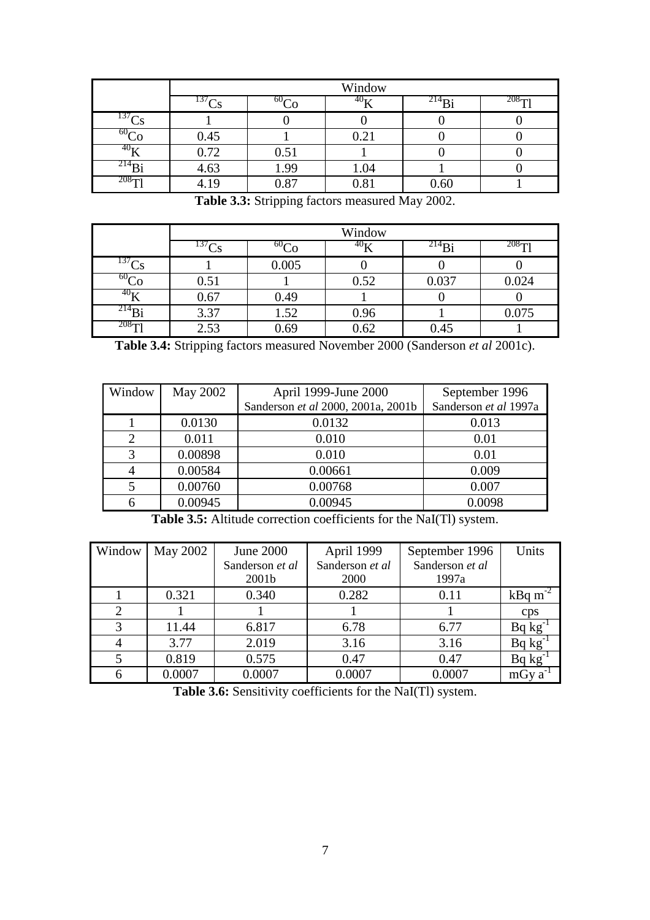|  | Window |  |  |  |  |
|---|---|---|---|---|---|
|  | $^{137}Cs$ | $^{60}Co$ | $^{40}K$ | $^{214}Bi$ | $^{208}Tl$ |
| $^{137}Cs$ | 1 | 0 | 0 | 0 | 0 |
| $^{60}Co$ | 0.45 | 1 | 0.21 | 0 | 0 |
| $^{40}K$ | 0.72 | 0.51 | 1 | 0 | 0 |
| $^{214}Bi$ | 4.63 | 1.99 | 1.04 | 1 | 0 |
| $^{208}Tl$ | 4.19 | 0.87 | 0.81 | 0.60 | 1 |

**Table 3.3:** Stripping factors measured May 2002.

|  | Window |  |  |  |  |
|---|---|---|---|---|---|
|  | $^{137}Cs$ | $^{60}Co$ | $^{40}K$ | $^{214}Bi$ | $^{208}Tl$ |
| $^{137}Cs$ | 1 | 0.005 | 0 | 0 | 0 |
| $^{60}Co$ | 0.51 | 1 | 0.52 | 0.037 | 0.024 |
| $^{40}K$ | 0.67 | 0.49 | 1 | 0 | 0 |
| $^{214}Bi$ | 3.37 | 1.52 | 0.96 | 1 | 0.075 |
| $^{208}Tl$ | 2.53 | 0.69 | 0.62 | 0.45 | 1 |

**Table 3.4:** Stripping factors measured November 2000 (Sanderson *et al* 2001c).

| Window | May 2002 | April 1999-June 2000 Sanderson *et al* 2000, 2001a, 2001b | September 1996 Sanderson *et al* 1997a |
|---|---|---|---|
| 1 | 0.0130 | 0.0132 | 0.013 |
| 2 | 0.011 | 0.010 | 0.01 |
| 3 | 0.00898 | 0.010 | 0.01 |
| 4 | 0.00584 | 0.00661 | 0.009 |
| 5 | 0.00760 | 0.00768 | 0.007 |
| 6 | 0.00945 | 0.00945 | 0.0098 |

**Table 3.5:** Altitude correction coefficients for the NaI(Tl) system.

| Window | May 2002 | June 2000 Sanderson *et al* 2001b | April 1999 Sanderson *et al* 2000 | September 1996 Sanderson *et al* 1997a | Units |
|---|---|---|---|---|---|
| 1 | 0.321 | 0.340 | 0.282 | 0.11 | kBq $m^{-2}$ |
| 2 | 1 | 1 | 1 | 1 | cps |
| 3 | 11.44 | 6.817 | 6.78 | 6.77 | Bq $kg^{-1}$ |
| 4 | 3.77 | 2.019 | 3.16 | 3.16 | Bq $kg^{-1}$ |
| 5 | 0.819 | 0.575 | 0.47 | 0.47 | Bq $kg^{-1}$ |
| 6 | 0.0007 | 0.0007 | 0.0007 | 0.0007 | mGy $a^{-1}$ |

**Table 3.6:** Sensitivity coefficients for the NaI(Tl) system.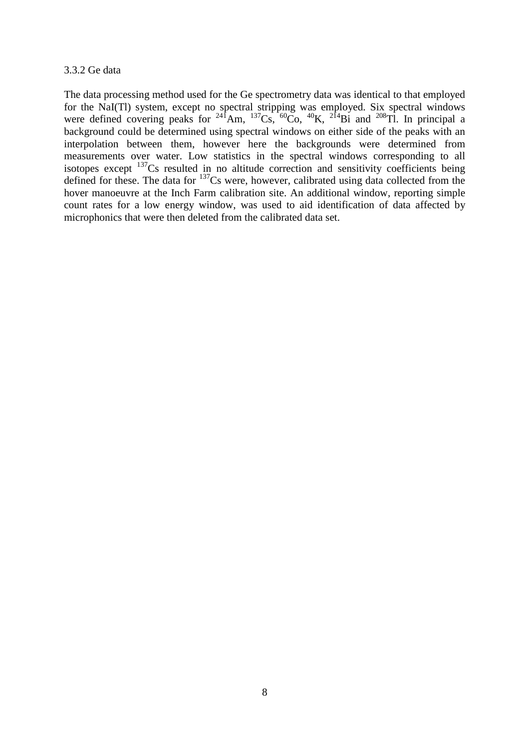### 3.3.2 Ge data

The data processing method used for the Ge spectrometry data was identical to that employed for the NaI(Tl) system, except no spectral stripping was employed. Six spectral windows were defined covering peaks for $^{241}$Am, $^{137}$Cs, $^{60}$Co, $^{40}$K, $^{214}$Bi and $^{208}$Tl. In principal a background could be determined using spectral windows on either side of the peaks with an interpolation between them, however here the backgrounds were determined from measurements over water. Low statistics in the spectral windows corresponding to all isotopes except $^{137}$Cs resulted in no altitude correction and sensitivity coefficients being defined for these. The data for $^{137}$Cs were, however, calibrated using data collected from the hover manoeuvre at the Inch Farm calibration site. An additional window, reporting simple count rates for a low energy window, was used to aid identification of data affected by microphonics that were then deleted from the calibrated data set.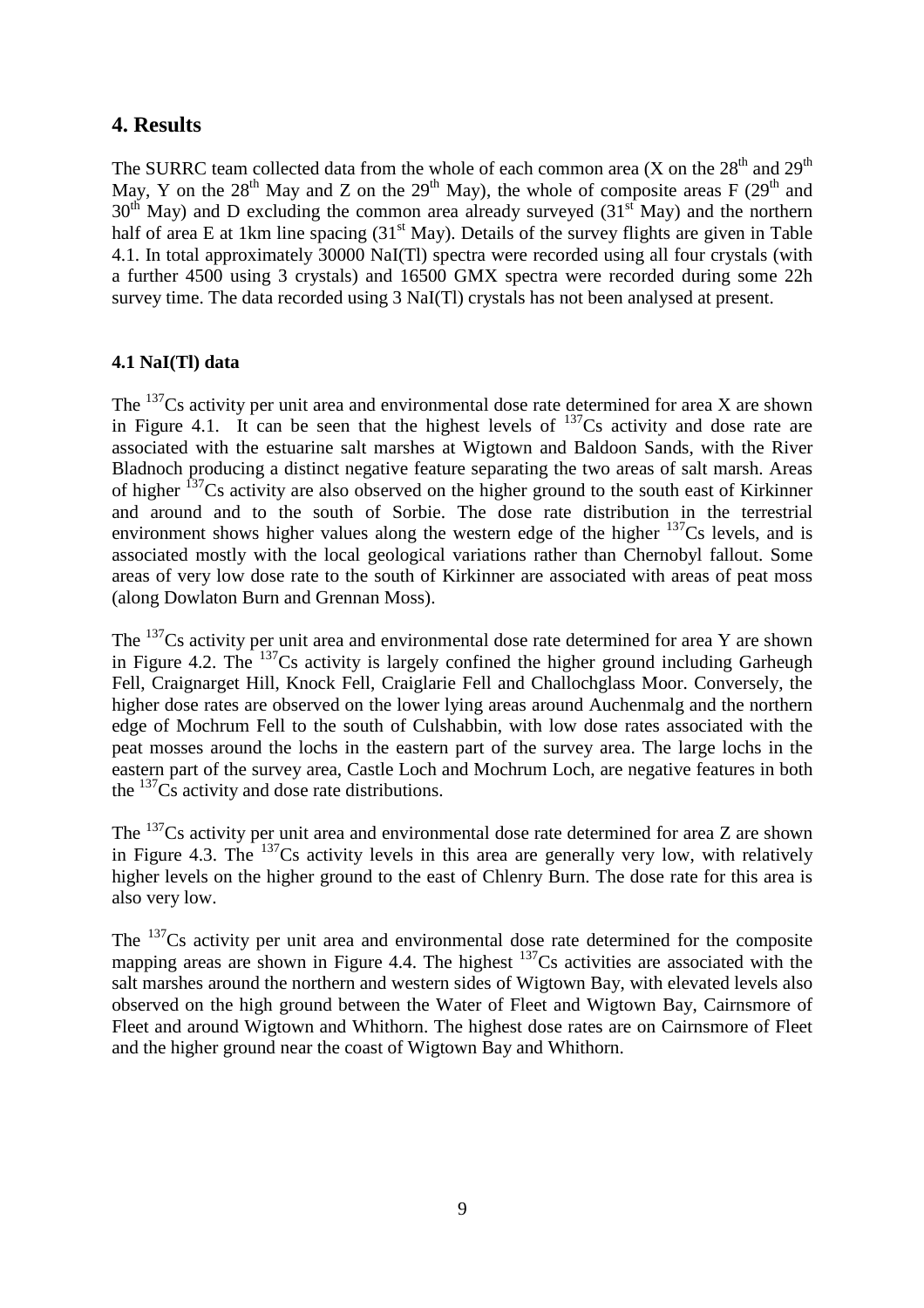## 4. Results

The SURRC team collected data from the whole of each common area (X on the 28th and 29th May, Y on the 28th May and Z on the 29th May), the whole of composite areas F (29th and 30th May) and D excluding the common area already surveyed (31st May) and the northern half of area E at 1km line spacing (31st May). Details of the survey flights are given in Table 4.1. In total approximately 30000 NaI(Tl) spectra were recorded using all four crystals (with a further 4500 using 3 crystals) and 16500 GMX spectra were recorded during some 22h survey time. The data recorded using 3 NaI(Tl) crystals has not been analysed at present.

### 4.1 NaI(Tl) data

The $^{137}$Cs activity per unit area and environmental dose rate determined for area X are shown in Figure 4.1. It can be seen that the highest levels of $^{137}$Cs activity and dose rate are associated with the estuarine salt marshes at Wigtown and Baldoon Sands, with the River Bladnoch producing a distinct negative feature separating the two areas of salt marsh. Areas of higher $^{137}$Cs activity are also observed on the higher ground to the south east of Kirkinner and around and to the south of Sorbie. The dose rate distribution in the terrestrial environment shows higher values along the western edge of the higher $^{137}$Cs levels, and is associated mostly with the local geological variations rather than Chernobyl fallout. Some areas of very low dose rate to the south of Kirkinner are associated with areas of peat moss (along Dowlaton Burn and Grennan Moss).

The $^{137}$Cs activity per unit area and environmental dose rate determined for area Y are shown in Figure 4.2. The $^{137}$Cs activity is largely confined the higher ground including Garheugh Fell, Craignarget Hill, Knock Fell, Craiglarie Fell and Challochglass Moor. Conversely, the higher dose rates are observed on the lower lying areas around Auchenmalg and the northern edge of Mochrum Fell to the south of Culshabbin, with low dose rates associated with the peat mosses around the lochs in the eastern part of the survey area. The large lochs in the eastern part of the survey area, Castle Loch and Mochrum Loch, are negative features in both the $^{137}$Cs activity and dose rate distributions.

The $^{137}$Cs activity per unit area and environmental dose rate determined for area Z are shown in Figure 4.3. The $^{137}$Cs activity levels in this area are generally very low, with relatively higher levels on the higher ground to the east of Chlenry Burn. The dose rate for this area is also very low.

The $^{137}$Cs activity per unit area and environmental dose rate determined for the composite mapping areas are shown in Figure 4.4. The highest $^{137}$Cs activities are associated with the salt marshes around the northern and western sides of Wigtown Bay, with elevated levels also observed on the high ground between the Water of Fleet and Wigtown Bay, Cairnsmore of Fleet and around Wigtown and Whithorn. The highest dose rates are on Cairnsmore of Fleet and the higher ground near the coast of Wigtown Bay and Whithorn.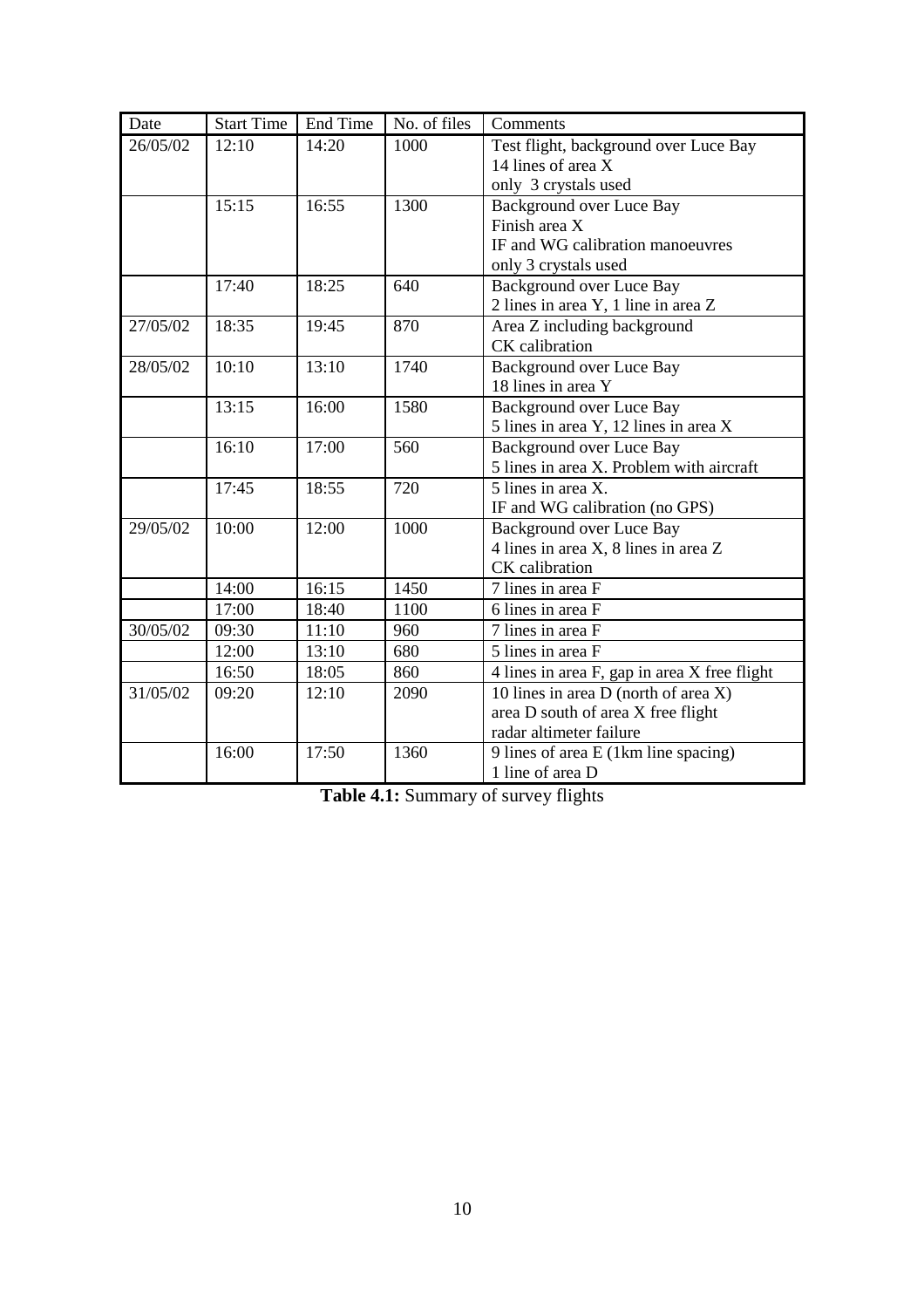| Date | Start Time | End Time | No. of files | Comments |
|---|---|---|---|---|
| 26/05/02 | 12:10 | 14:20 | 1000 | Test flight, background over Luce Bay<br>14 lines of area X<br>only 3 crystals used |
| | 15:15 | 16:55 | 1300 | Background over Luce Bay<br>Finish area X<br>IF and WG calibration manoeuvres<br>only 3 crystals used |
| | 17:40 | 18:25 | 640 | Background over Luce Bay<br>2 lines in area Y, 1 line in area Z |
| 27/05/02 | 18:35 | 19:45 | 870 | Area Z including background<br>CK calibration |
| 28/05/02 | 10:10 | 13:10 | 1740 | Background over Luce Bay<br>18 lines in area Y |
| | 13:15 | 16:00 | 1580 | Background over Luce Bay<br>5 lines in area Y, 12 lines in area X |
| | 16:10 | 17:00 | 560 | Background over Luce Bay<br>5 lines in area X. Problem with aircraft |
| | 17:45 | 18:55 | 720 | 5 lines in area X.<br>IF and WG calibration (no GPS) |
| 29/05/02 | 10:00 | 12:00 | 1000 | Background over Luce Bay<br>4 lines in area X, 8 lines in area Z<br>CK calibration |
| | 14:00 | 16:15 | 1450 | 7 lines in area F |
| | 17:00 | 18:40 | 1100 | 6 lines in area F |
| 30/05/02 | 09:30 | 11:10 | 960 | 7 lines in area F |
| | 12:00 | 13:10 | 680 | 5 lines in area F |
| | 16:50 | 18:05 | 860 | 4 lines in area F, gap in area X free flight |
| 31/05/02 | 09:20 | 12:10 | 2090 | 10 lines in area D (north of area X)<br>area D south of area X free flight<br>radar altimeter failure |
| | 16:00 | 17:50 | 1360 | 9 lines of area E (1km line spacing)<br>1 line of area D |

**Table 4.1:** Summary of survey flights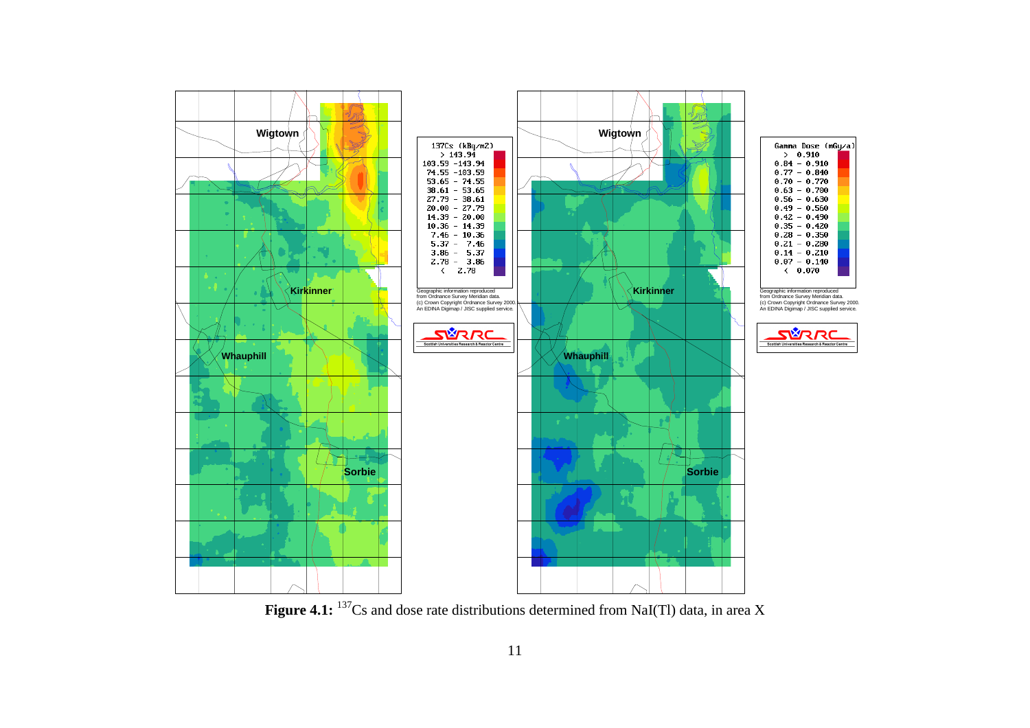**Figure 4.1:** $^{137}$Cs and dose rate distributions determined from NaI(Tl) data, in area X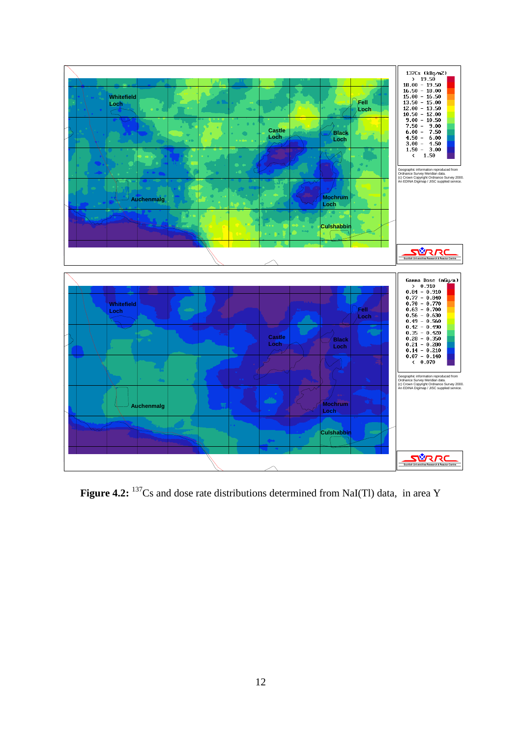**Figure 4.2:** $^{137}$Cs and dose rate distributions determined from NaI(Tl) data, in area Y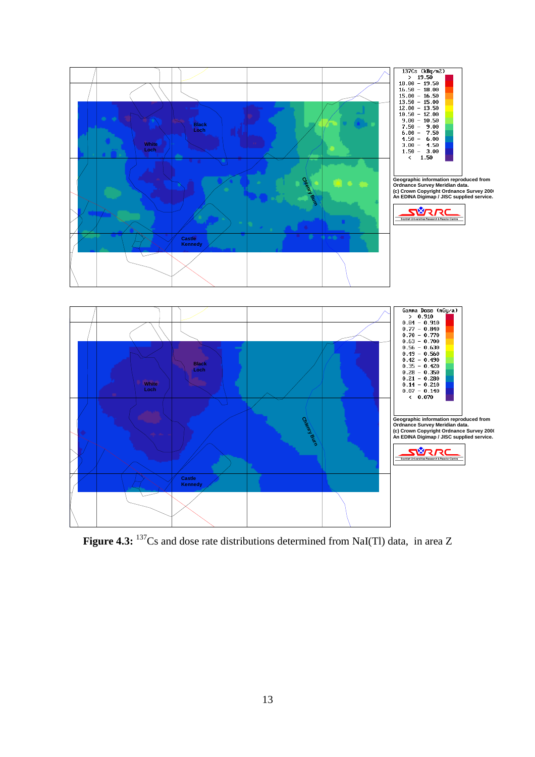**Figure 4.3:** $^{137}$Cs and dose rate distributions determined from NaI(Tl) data, in area Z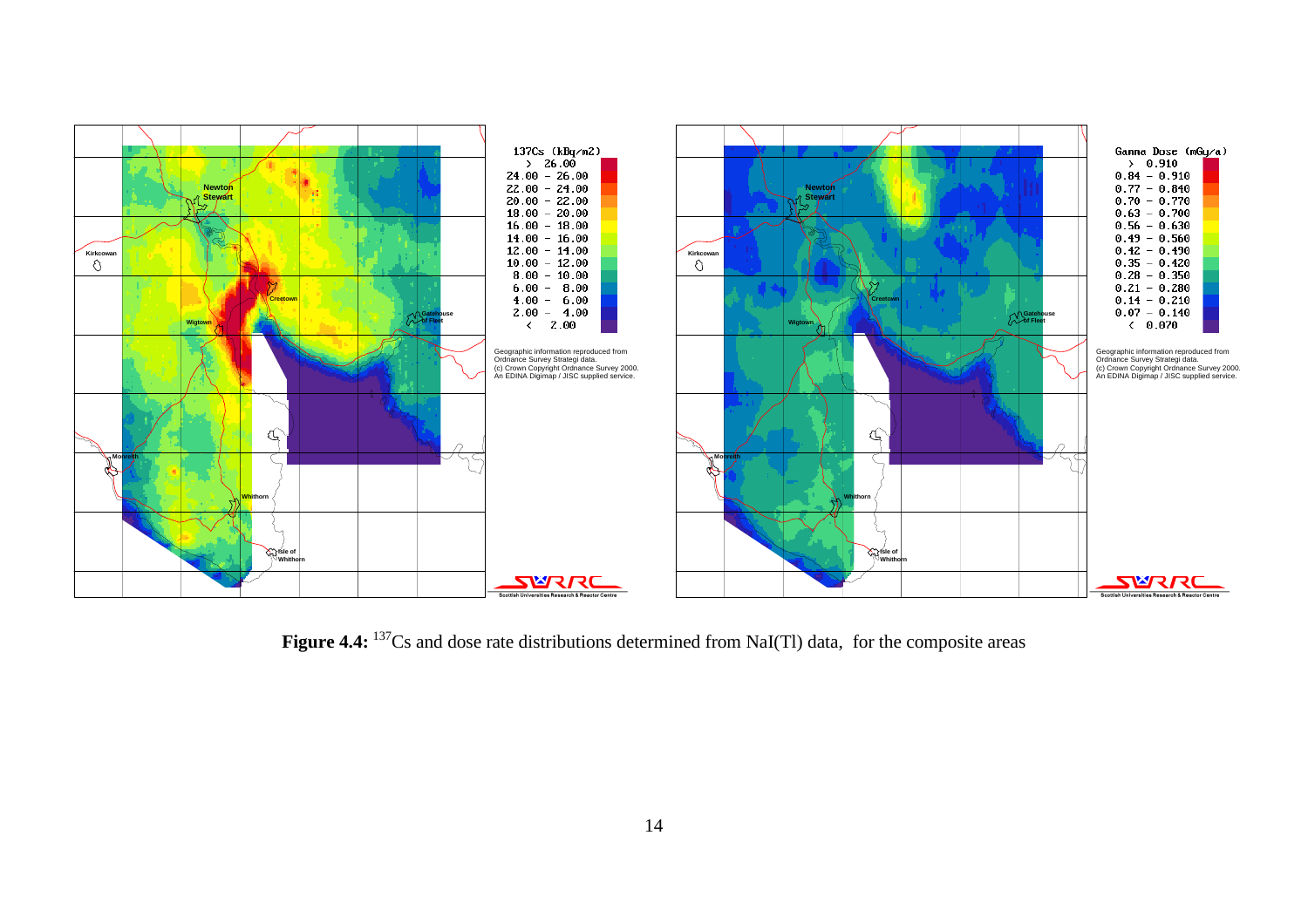**Figure 4.4:** $^{137}$Cs and dose rate distributions determined from NaI(Tl) data, for the composite areas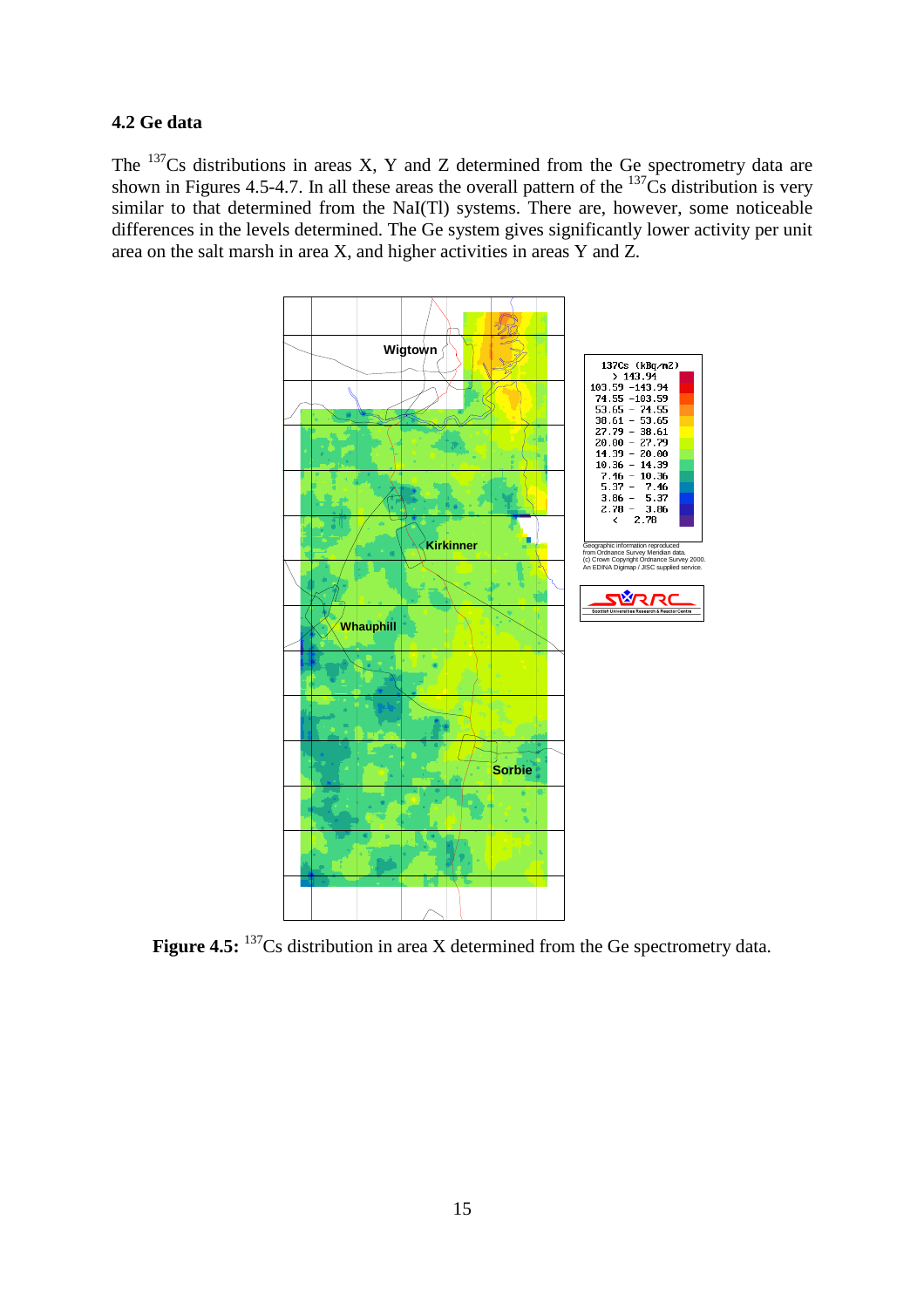### 4.2 Ge data

The $^{137}$Cs distributions in areas X, Y and Z determined from the Ge spectrometry data are shown in Figures 4.5-4.7. In all these areas the overall pattern of the $^{137}$Cs distribution is very similar to that determined from the NaI(Tl) systems. There are, however, some noticeable differences in the levels determined. The Ge system gives significantly lower activity per unit area on the salt marsh in area X, and higher activities in areas Y and Z.

**Figure 4.5:** $^{137}$Cs distribution in area X determined from the Ge spectrometry data.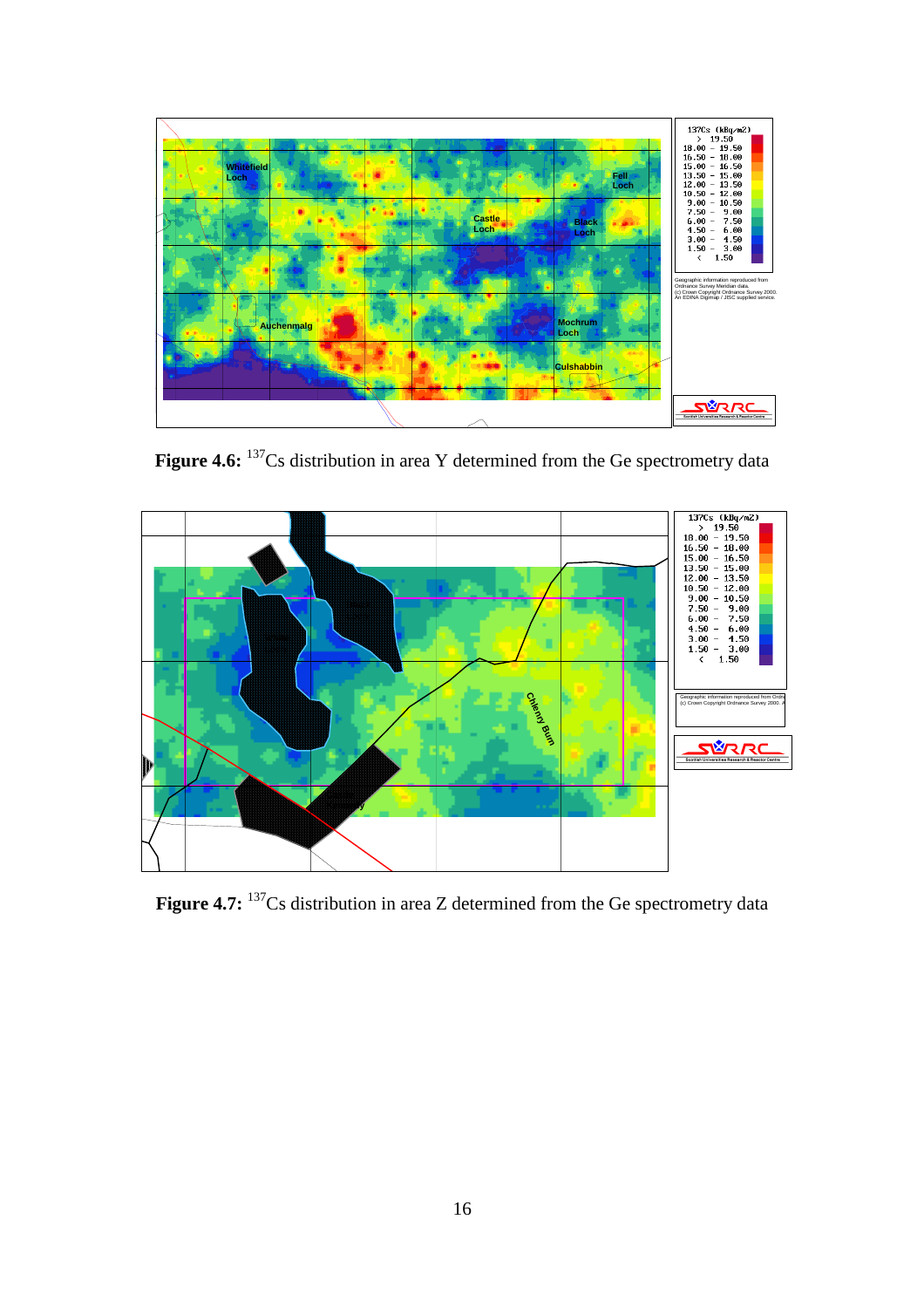**Figure 4.6:** $^{137}$Cs distribution in area Y determined from the Ge spectrometry data

**Figure 4.7:** $^{137}$Cs distribution in area Z determined from the Ge spectrometry data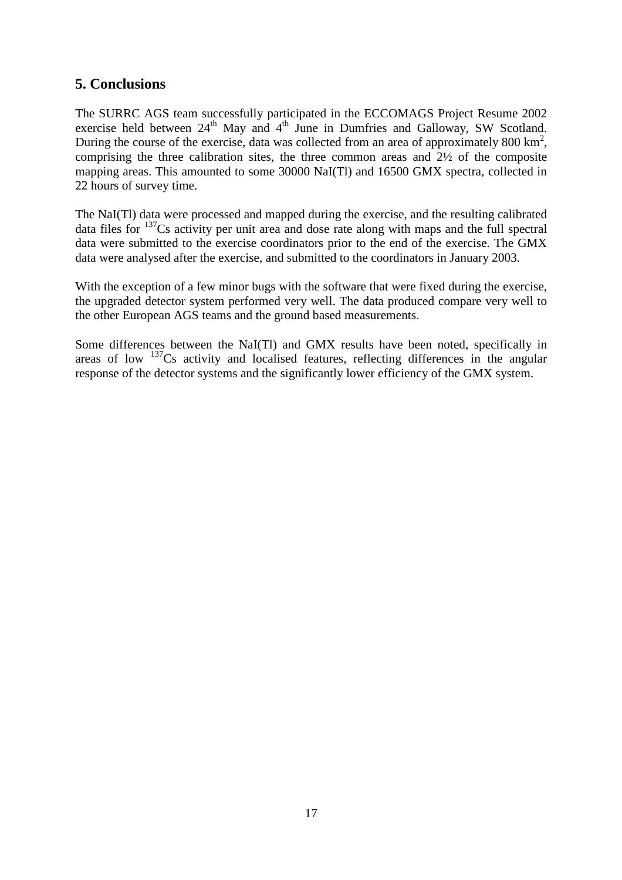## 5. Conclusions

The SURRC AGS team successfully participated in the ECCOMAGS Project Resume 2002 exercise held between 24$^{th}$ May and 4$^{th}$ June in Dumfries and Galloway, SW Scotland. During the course of the exercise, data was collected from an area of approximately 800 $km^2$, comprising the three calibration sites, the three common areas and 2½ of the composite mapping areas. This amounted to some 30000 NaI(Tl) and 16500 GMX spectra, collected in 22 hours of survey time.

The NaI(Tl) data were processed and mapped during the exercise, and the resulting calibrated data files for $^{137}$Cs activity per unit area and dose rate along with maps and the full spectral data were submitted to the exercise coordinators prior to the end of the exercise. The GMX data were analysed after the exercise, and submitted to the coordinators in January 2003.

With the exception of a few minor bugs with the software that were fixed during the exercise, the upgraded detector system performed very well. The data produced compare very well to the other European AGS teams and the ground based measurements.

Some differences between the NaI(Tl) and GMX results have been noted, specifically in areas of low $^{137}$Cs activity and localised features, reflecting differences in the angular response of the detector systems and the significantly lower efficiency of the GMX system.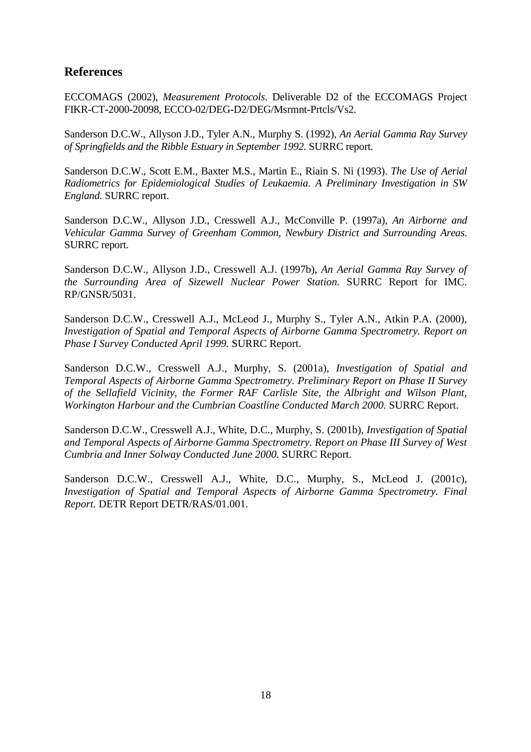## References

ECCOMAGS (2002), *Measurement Protocols*. Deliverable D2 of the ECCOMAGS Project FIKR-CT-2000-20098, ECCO-02/DEG-D2/DEG/Msrmnt-Prtcls/Vs2.

Sanderson D.C.W., Allyson J.D., Tyler A.N., Murphy S. (1992), *An Aerial Gamma Ray Survey of Springfields and the Ribble Estuary in September 1992.* SURRC report.

Sanderson D.C.W., Scott E.M., Baxter M.S., Martin E., Riain S. Ni (1993). *The Use of Aerial Radiometrics for Epidemiological Studies of Leukaemia. A Preliminary Investigation in SW England.* SURRC report.

Sanderson D.C.W., Allyson J.D., Cresswell A.J., McConville P. (1997a), *An Airborne and Vehicular Gamma Survey of Greenham Common, Newbury District and Surrounding Areas*. SURRC report.

Sanderson D.C.W., Allyson J.D., Cresswell A.J. (1997b), *An Aerial Gamma Ray Survey of the Surrounding Area of Sizewell Nuclear Power Station.* SURRC Report for IMC. RP/GNSR/5031.

Sanderson D.C.W., Cresswell A.J., McLeod J., Murphy S., Tyler A.N., Atkin P.A. (2000), *Investigation of Spatial and Temporal Aspects of Airborne Gamma Spectrometry. Report on Phase I Survey Conducted April 1999.* SURRC Report.

Sanderson D.C.W., Cresswell A.J., Murphy, S. (2001a), *Investigation of Spatial and Temporal Aspects of Airborne Gamma Spectrometry. Preliminary Report on Phase II Survey of the Sellafield Vicinity, the Former RAF Carlisle Site, the Albright and Wilson Plant, Workington Harbour and the Cumbrian Coastline Conducted March 2000.* SURRC Report.

Sanderson D.C.W., Cresswell A.J., White, D.C., Murphy, S. (2001b), *Investigation of Spatial and Temporal Aspects of Airborne Gamma Spectrometry. Report on Phase III Survey of West Cumbria and Inner Solway Conducted June 2000.* SURRC Report.

Sanderson D.C.W., Cresswell A.J., White, D.C., Murphy, S., McLeod J. (2001c), *Investigation of Spatial and Temporal Aspects of Airborne Gamma Spectrometry. Final Report.* DETR Report DETR/RAS/01.001.